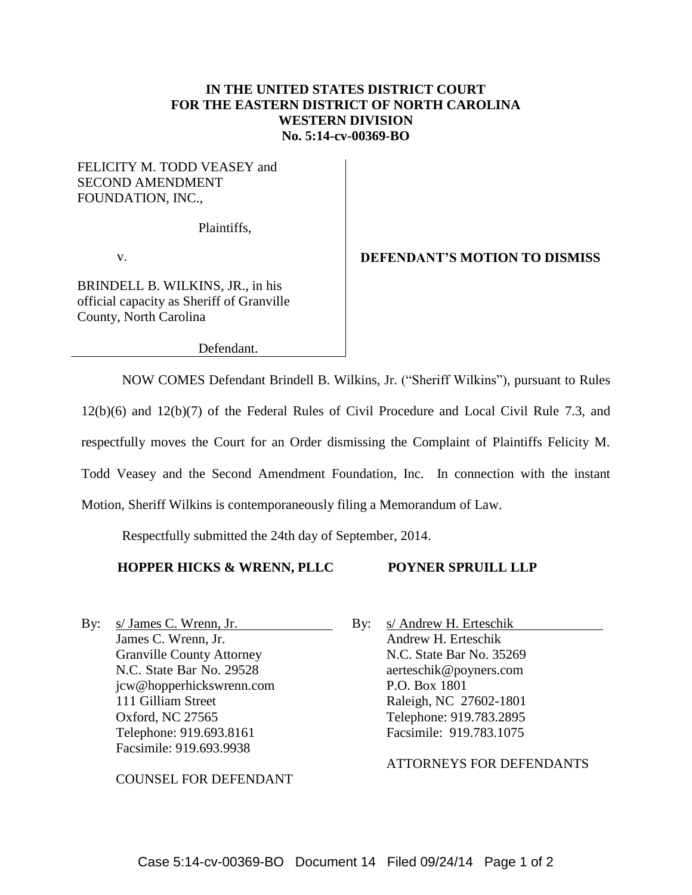**IN THE UNITED STATES DISTRICT COURT**
**FOR THE EASTERN DISTRICT OF NORTH CAROLINA**
**WESTERN DIVISION**
**No. 5:14-cv-00369-BO**

FELICITY M. TODD VEASEY and SECOND AMENDMENT FOUNDATION, INC.,

Plaintiffs,

v.

BRINDELL B. WILKINS, JR., in his official capacity as Sheriff of Granville County, North Carolina

Defendant.

**DEFENDANT'S MOTION TO DISMISS**

NOW COMES Defendant Brindell B. Wilkins, Jr. ("Sheriff Wilkins"), pursuant to Rules 12(b)(6) and 12(b)(7) of the Federal Rules of Civil Procedure and Local Civil Rule 7.3, and respectfully moves the Court for an Order dismissing the Complaint of Plaintiffs Felicity M. Todd Veasey and the Second Amendment Foundation, Inc. In connection with the instant Motion, Sheriff Wilkins is contemporaneously filing a Memorandum of Law.

Respectfully submitted the 24th day of September, 2014.

**HOPPER HICKS & WRENN, PLLC**

By: s/ James C. Wrenn, Jr.
James C. Wrenn, Jr.
Granville County Attorney
N.C. State Bar No. 29528
jcw@hopperhickswrenn.com
111 Gilliam Street
Oxford, NC 27565
Telephone: 919.693.8161
Facsimile: 919.693.9938

COUNSEL FOR DEFENDANT

**POYNER SPRUILL LLP**

By: s/ Andrew H. Erteschik
Andrew H. Erteschik
N.C. State Bar No. 35269
aerteschik@poyners.com
P.O. Box 1801
Raleigh, NC 27602-1801
Telephone: 919.783.2895
Facsimile: 919.783.1075

ATTORNEYS FOR DEFENDANTS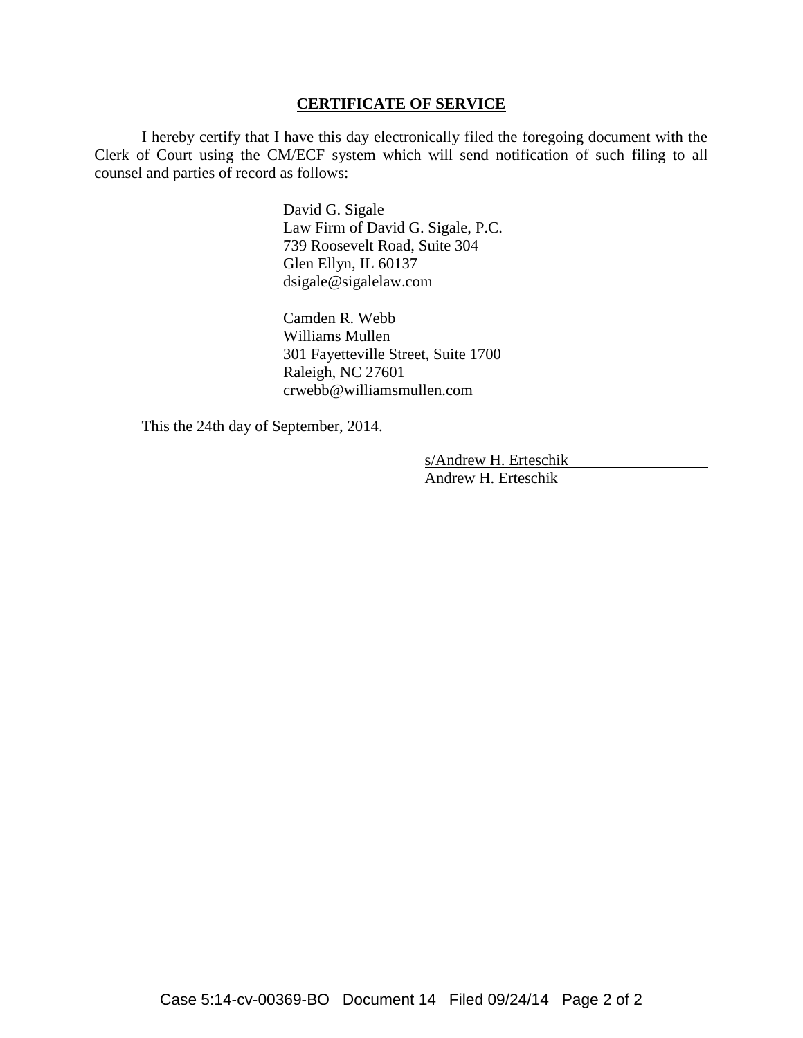**CERTIFICATE OF SERVICE**

I hereby certify that I have this day electronically filed the foregoing document with the Clerk of Court using the CM/ECF system which will send notification of such filing to all counsel and parties of record as follows:

David G. Sigale
Law Firm of David G. Sigale, P.C.
739 Roosevelt Road, Suite 304
Glen Ellyn, IL 60137
dsigale@sigalelaw.com

Camden R. Webb
Williams Mullen
301 Fayetteville Street, Suite 1700
Raleigh, NC 27601
crwebb@williamsmullen.com

This the 24th day of September, 2014.

s/Andrew H. Erteschik
Andrew H. Erteschik